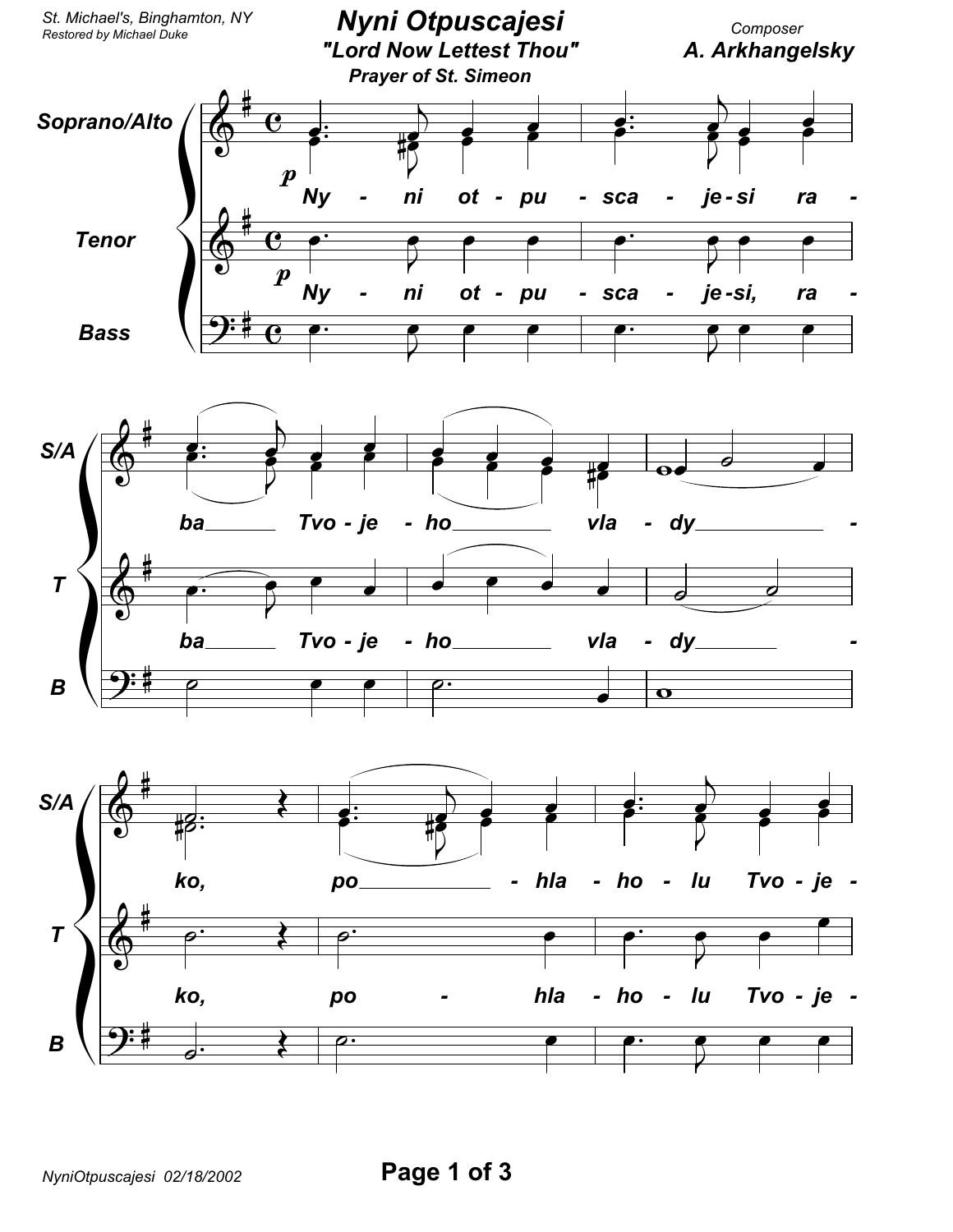St. Michael's, Binghamton, NY
*Restored by Michael Duke*

# Nyni Otpuscajesi

## "Lord Now Lettest Thou"

### Prayer of St. Simeon

Composer
**A. Arkhangelsky**

Soprano/Alto, Tenor, Bass

*p*

Ny - ni ot - pu - sca - je - si ra - ba Tvo - je - ho vla - dy - ko, po - hla - ho - lu Tvo - je -

NyniOtpuscajesi 02/18/2002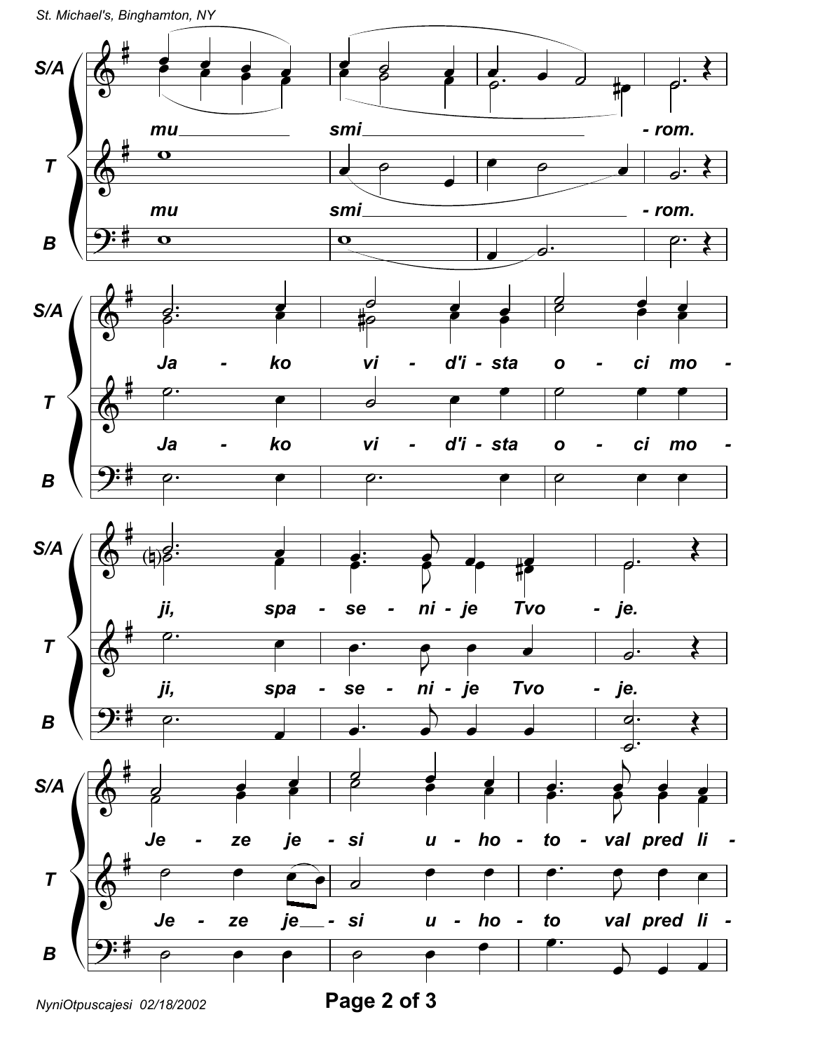S/A: mu smi - rom.

T: mu smi - rom.

S/A: Ja - ko vi - d'i - sta o - ci mo -

T: Ja - ko vi - d'i - sta o - ci mo -

S/A: ji, spa - se - ni - je Tvo - je.

T: ji, spa - se - ni - je Tvo - je.

S/A: Je - ze je - si u - ho - to - val pred li -

T: Je - ze je - si u - ho - to val pred li -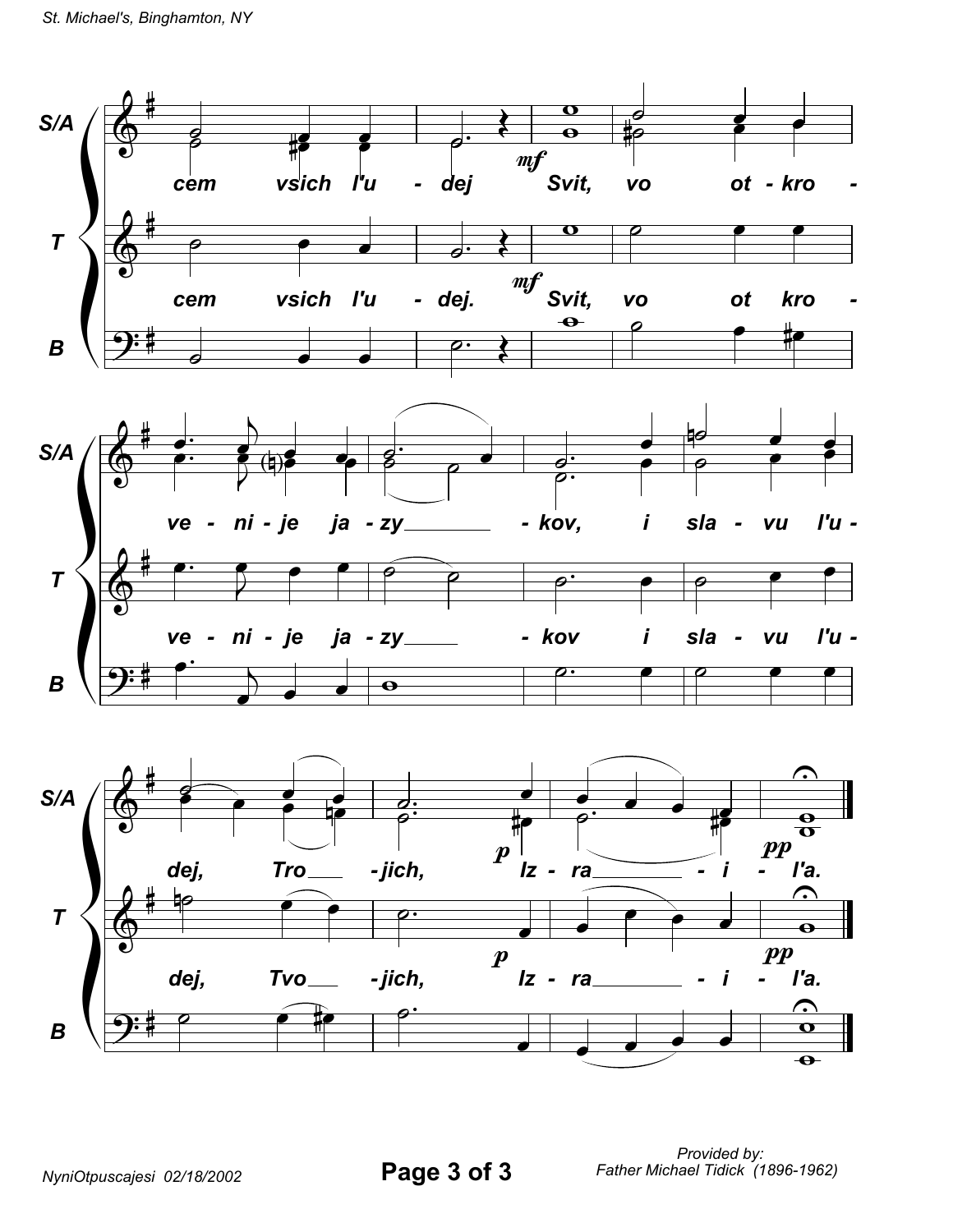S/A

cem vsich l'u - dej Svit, vo ot - kro -

T

cem vsich l'u - dej. Svit, vo ot kro -

B

*mf*

S/A

ve - ni - je ja - zy - kov, i sla - vu l'u -

T

ve - ni - je ja - zy - kov i sla - vu l'u -

B

S/A

dej, Tro - jich, Iz - ra - i - l'a.

T

dej, Tvo - jich, Iz - ra - i - l'a.

B

*p* *pp*